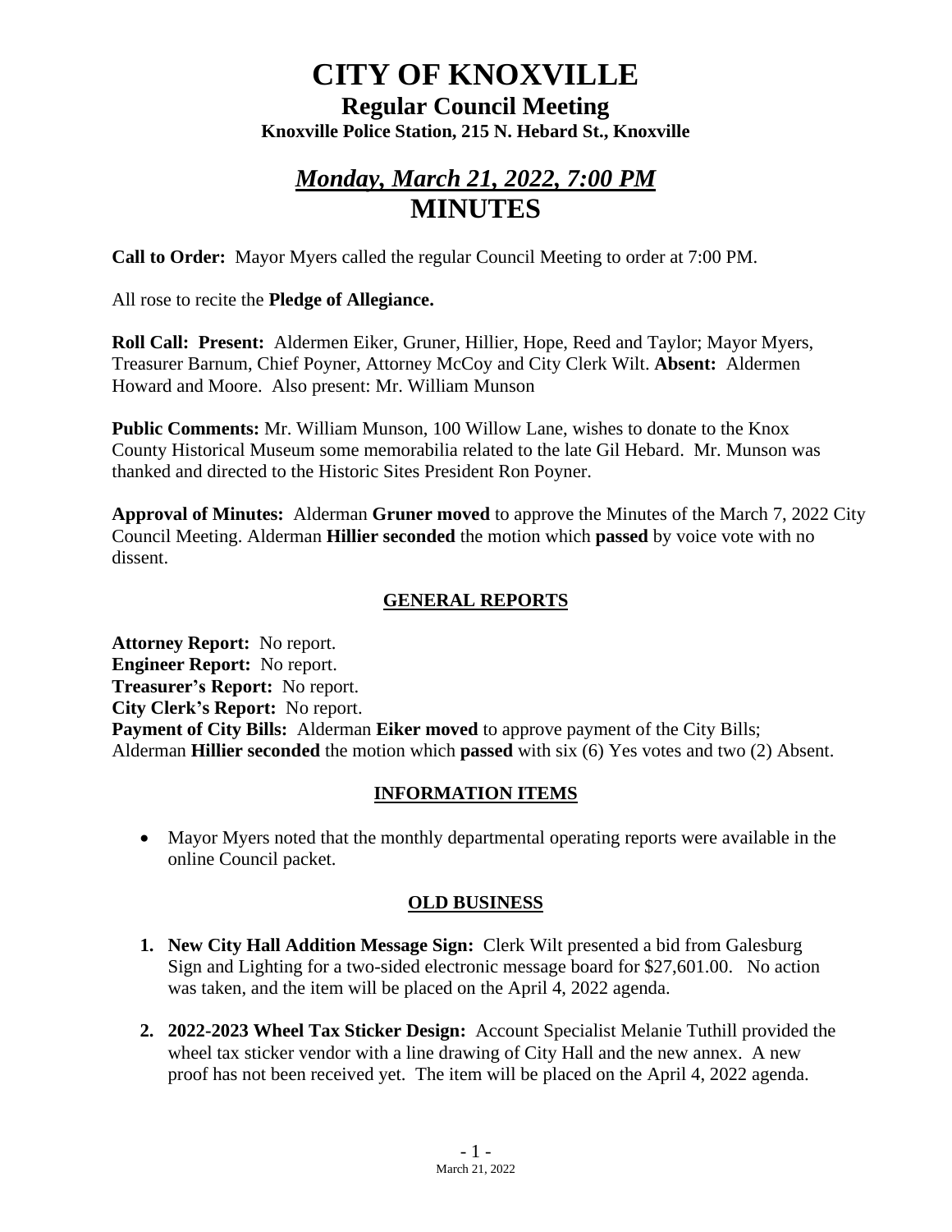# CITY OF KNOXVILLE

## Regular Council Meeting

**Knoxville Police Station, 215 N. Hebard St., Knoxville**

## *Monday, March 21, 2022, 7:00 PM*

## MINUTES

**Call to Order:** Mayor Myers called the regular Council Meeting to order at 7:00 PM.

All rose to recite the **Pledge of Allegiance.**

**Roll Call: Present:** Aldermen Eiker, Gruner, Hillier, Hope, Reed and Taylor; Mayor Myers, Treasurer Barnum, Chief Poyner, Attorney McCoy and City Clerk Wilt. **Absent:** Aldermen Howard and Moore. Also present: Mr. William Munson

**Public Comments:** Mr. William Munson, 100 Willow Lane, wishes to donate to the Knox County Historical Museum some memorabilia related to the late Gil Hebard. Mr. Munson was thanked and directed to the Historic Sites President Ron Poyner.

**Approval of Minutes:** Alderman **Gruner moved** to approve the Minutes of the March 7, 2022 City Council Meeting. Alderman **Hillier seconded** the motion which **passed** by voice vote with no dissent.

### GENERAL REPORTS

**Attorney Report:** No report.
**Engineer Report:** No report.
**Treasurer's Report:** No report.
**City Clerk's Report:** No report.
**Payment of City Bills:** Alderman **Eiker moved** to approve payment of the City Bills; Alderman **Hillier seconded** the motion which **passed** with six (6) Yes votes and two (2) Absent.

### INFORMATION ITEMS

- Mayor Myers noted that the monthly departmental operating reports were available in the online Council packet.

### OLD BUSINESS

1. **New City Hall Addition Message Sign:** Clerk Wilt presented a bid from Galesburg Sign and Lighting for a two-sided electronic message board for $27,601.00. No action was taken, and the item will be placed on the April 4, 2022 agenda.

2. **2022-2023 Wheel Tax Sticker Design:** Account Specialist Melanie Tuthill provided the wheel tax sticker vendor with a line drawing of City Hall and the new annex. A new proof has not been received yet. The item will be placed on the April 4, 2022 agenda.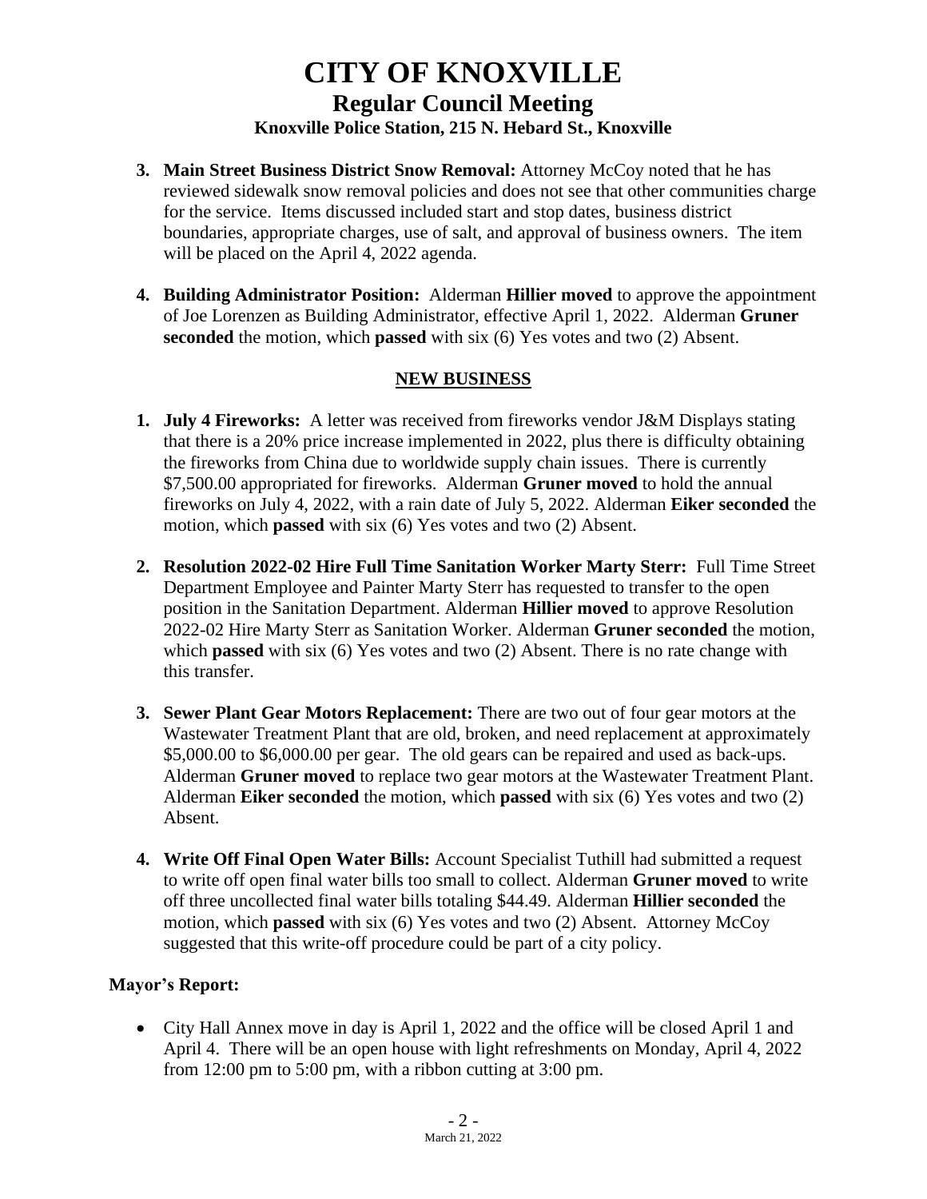# CITY OF KNOXVILLE

## Regular Council Meeting

### Knoxville Police Station, 215 N. Hebard St., Knoxville

3. **Main Street Business District Snow Removal:** Attorney McCoy noted that he has reviewed sidewalk snow removal policies and does not see that other communities charge for the service. Items discussed included start and stop dates, business district boundaries, appropriate charges, use of salt, and approval of business owners. The item will be placed on the April 4, 2022 agenda.

4. **Building Administrator Position:** Alderman **Hillier moved** to approve the appointment of Joe Lorenzen as Building Administrator, effective April 1, 2022. Alderman **Gruner seconded** the motion, which **passed** with six (6) Yes votes and two (2) Absent.

## NEW BUSINESS

1. **July 4 Fireworks:** A letter was received from fireworks vendor J&M Displays stating that there is a 20% price increase implemented in 2022, plus there is difficulty obtaining the fireworks from China due to worldwide supply chain issues. There is currently $7,500.00 appropriated for fireworks. Alderman **Gruner moved** to hold the annual fireworks on July 4, 2022, with a rain date of July 5, 2022. Alderman **Eiker seconded** the motion, which **passed** with six (6) Yes votes and two (2) Absent.

2. **Resolution 2022-02 Hire Full Time Sanitation Worker Marty Sterr:** Full Time Street Department Employee and Painter Marty Sterr has requested to transfer to the open position in the Sanitation Department. Alderman **Hillier moved** to approve Resolution 2022-02 Hire Marty Sterr as Sanitation Worker. Alderman **Gruner seconded** the motion, which **passed** with six (6) Yes votes and two (2) Absent. There is no rate change with this transfer.

3. **Sewer Plant Gear Motors Replacement:** There are two out of four gear motors at the Wastewater Treatment Plant that are old, broken, and need replacement at approximately $5,000.00 to $6,000.00 per gear. The old gears can be repaired and used as back-ups. Alderman **Gruner moved** to replace two gear motors at the Wastewater Treatment Plant. Alderman **Eiker seconded** the motion, which **passed** with six (6) Yes votes and two (2) Absent.

4. **Write Off Final Open Water Bills:** Account Specialist Tuthill had submitted a request to write off open final water bills too small to collect. Alderman **Gruner moved** to write off three uncollected final water bills totaling $44.49. Alderman **Hillier seconded** the motion, which **passed** with six (6) Yes votes and two (2) Absent. Attorney McCoy suggested that this write-off procedure could be part of a city policy.

**Mayor's Report:**

- City Hall Annex move in day is April 1, 2022 and the office will be closed April 1 and April 4. There will be an open house with light refreshments on Monday, April 4, 2022 from 12:00 pm to 5:00 pm, with a ribbon cutting at 3:00 pm.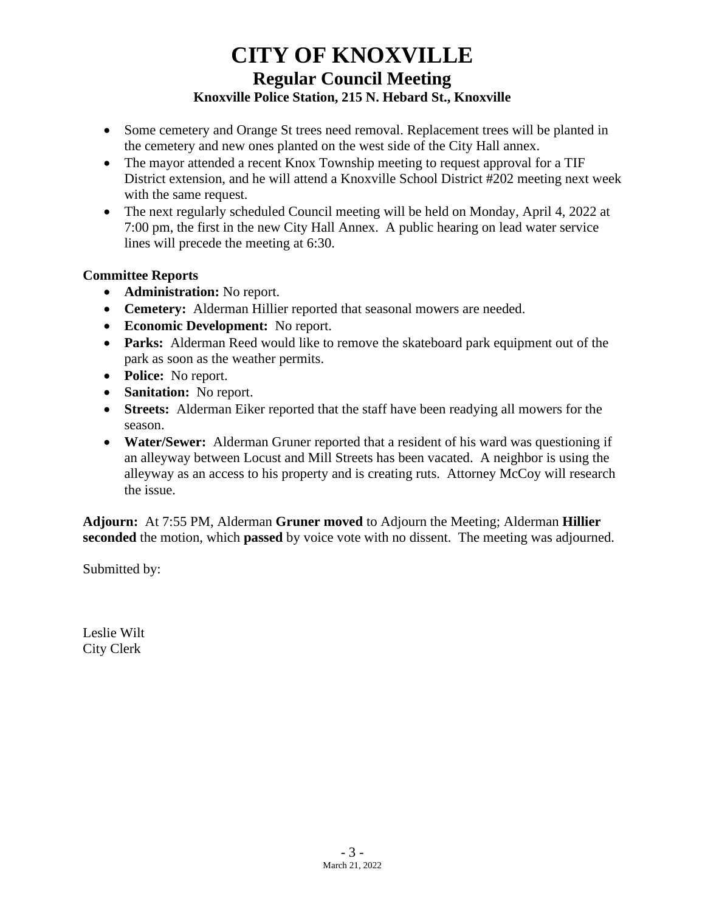# CITY OF KNOXVILLE

## Regular Council Meeting

### Knoxville Police Station, 215 N. Hebard St., Knoxville

- Some cemetery and Orange St trees need removal. Replacement trees will be planted in the cemetery and new ones planted on the west side of the City Hall annex.
- The mayor attended a recent Knox Township meeting to request approval for a TIF District extension, and he will attend a Knoxville School District #202 meeting next week with the same request.
- The next regularly scheduled Council meeting will be held on Monday, April 4, 2022 at 7:00 pm, the first in the new City Hall Annex. A public hearing on lead water service lines will precede the meeting at 6:30.

**Committee Reports**

- **Administration:** No report.
- **Cemetery:** Alderman Hillier reported that seasonal mowers are needed.
- **Economic Development:** No report.
- **Parks:** Alderman Reed would like to remove the skateboard park equipment out of the park as soon as the weather permits.
- **Police:** No report.
- **Sanitation:** No report.
- **Streets:** Alderman Eiker reported that the staff have been readying all mowers for the season.
- **Water/Sewer:** Alderman Gruner reported that a resident of his ward was questioning if an alleyway between Locust and Mill Streets has been vacated. A neighbor is using the alleyway as an access to his property and is creating ruts. Attorney McCoy will research the issue.

**Adjourn:** At 7:55 PM, Alderman **Gruner moved** to Adjourn the Meeting; Alderman **Hillier seconded** the motion, which **passed** by voice vote with no dissent. The meeting was adjourned.

Submitted by:

Leslie Wilt
City Clerk